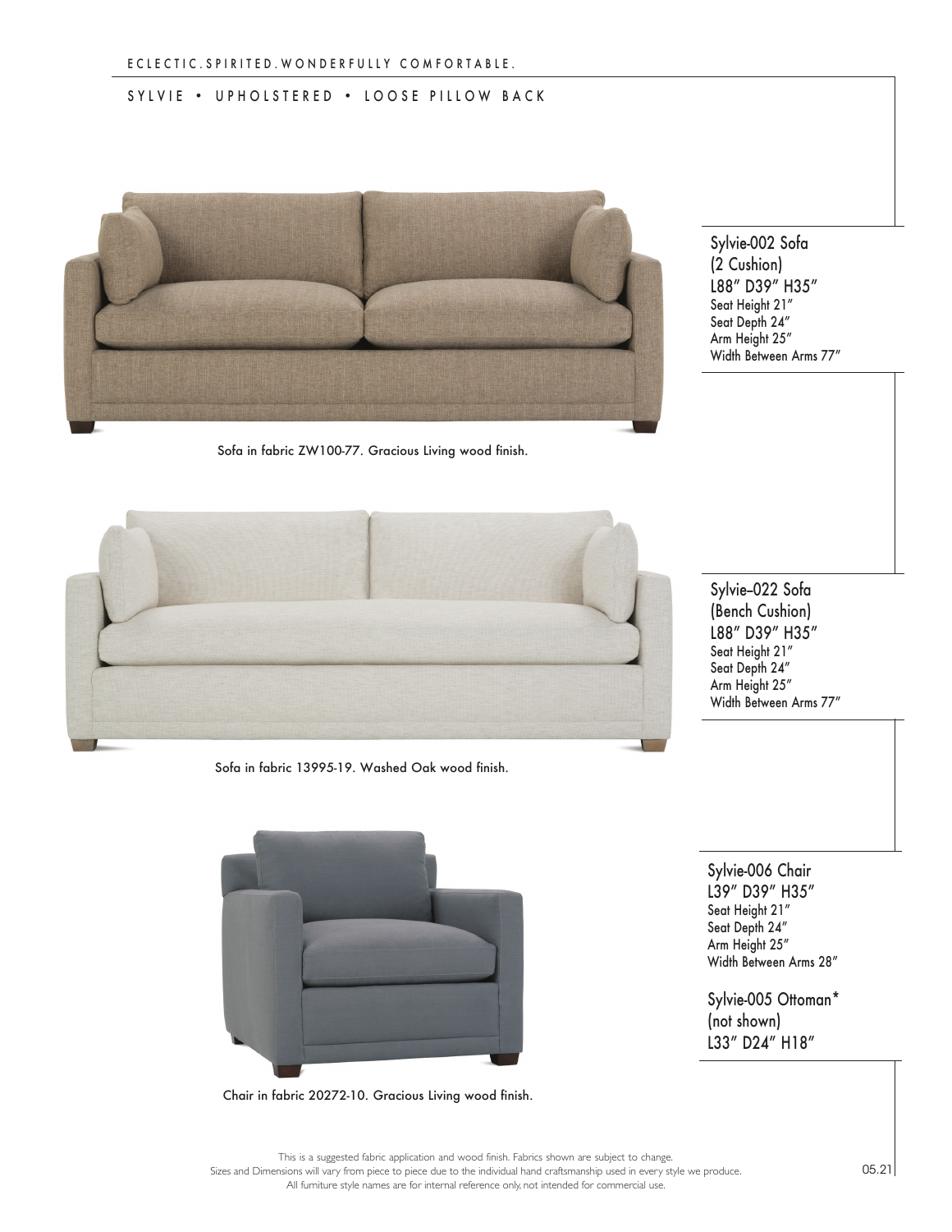ECLECTIC.SPIRITED.WONDERFULLY COMFORTABLE.

SYLVIE • UPHOLSTERED • LOOSE PILLOW BACK

Sofa in fabric ZW100-77. Gracious Living wood finish.

**Sylvie-002 Sofa**
**(2 Cushion)**
**L88″ D39″ H35″**
Seat Height 21″
Seat Depth 24″
Arm Height 25″
Width Between Arms 77″

Sofa in fabric 13995-19. Washed Oak wood finish.

**Sylvie–022 Sofa**
**(Bench Cushion)**
**L88″ D39″ H35″**
Seat Height 21″
Seat Depth 24″
Arm Height 25″
Width Between Arms 77″

Chair in fabric 20272-10. Gracious Living wood finish.

**Sylvie-006 Chair**
**L39″ D39″ H35″**
Seat Height 21″
Seat Depth 24″
Arm Height 25″
Width Between Arms 28″

**Sylvie-005 Ottoman***
**(not shown)**
**L33″ D24″ H18″**

This is a suggested fabric application and wood finish. Fabrics shown are subject to change.
Sizes and Dimensions will vary from piece to piece due to the individual hand craftsmanship used in every style we produce.
All furniture style names are for internal reference only, not intended for commercial use.

05.21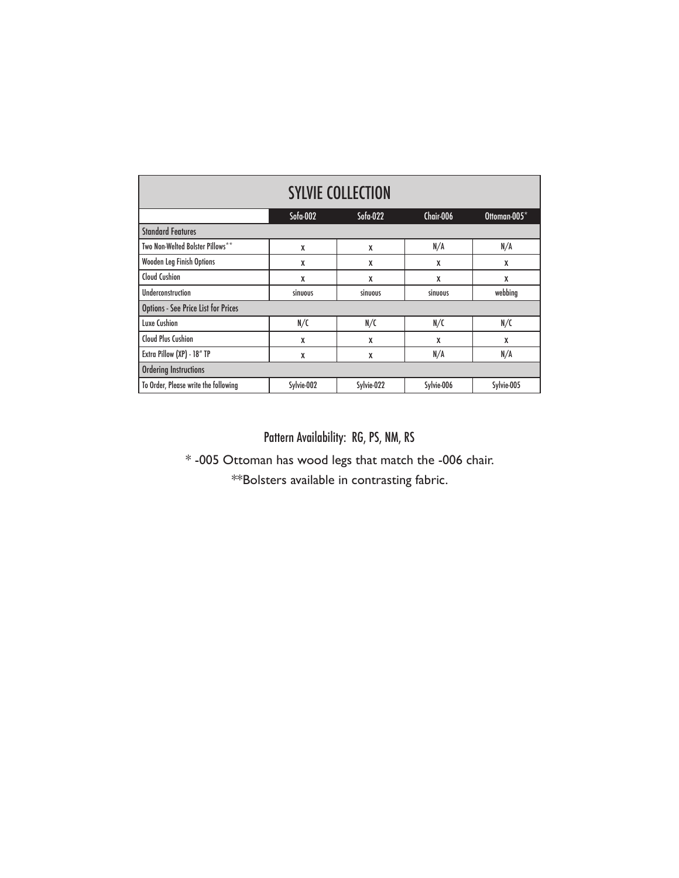# SYLVIE COLLECTION

| | Sofa-002 | Sofa-022 | Chair-006 | Ottoman-005* |
|---|---|---|---|---|
| **Standard Features** | | | | |
| Two Non-Welted Bolster Pillows** | X | X | N/A | N/A |
| Wooden Leg Finish Options | X | X | X | X |
| Cloud Cushion | X | X | X | X |
| Underconstruction | sinuous | sinuous | sinuous | webbing |
| **Options - See Price List for Prices** | | | | |
| Luxe Cushion | N/C | N/C | N/C | N/C |
| Cloud Plus Cushion | X | X | X | X |
| Extra Pillow (XP) - 18" TP | X | X | N/A | N/A |
| **Ordering Instructions** | | | | |
| To Order, Please write the following | Sylvie-002 | Sylvie-022 | Sylvie-006 | Sylvie-005 |

Pattern Availability: RG, PS, NM, RS

* -005 Ottoman has wood legs that match the -006 chair.

**Bolsters available in contrasting fabric.